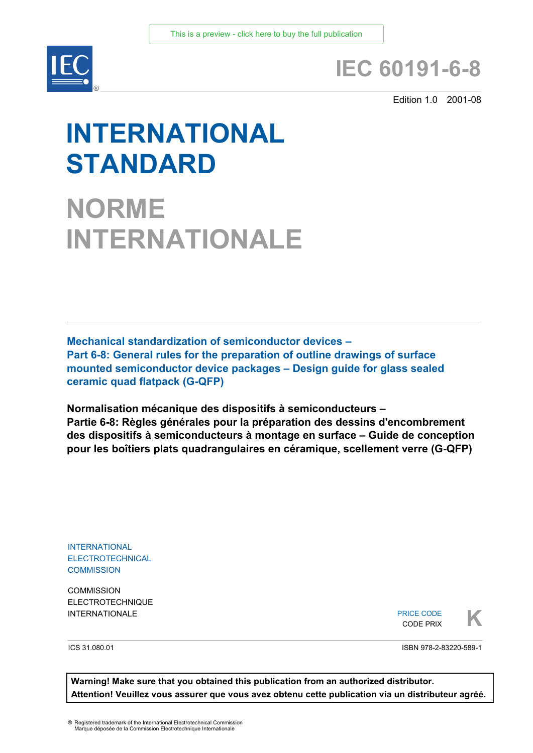This is a preview - click here to buy the full publication

# IEC 60191-6-8

Edition 1.0 2001-08

# INTERNATIONAL STANDARD

# NORME INTERNATIONALE

**Mechanical standardization of semiconductor devices –
Part 6-8: General rules for the preparation of outline drawings of surface mounted semiconductor device packages – Design guide for glass sealed ceramic quad flatpack (G-QFP)**

**Normalisation mécanique des dispositifs à semiconducteurs –
Partie 6-8: Règles générales pour la préparation des dessins d'encombrement des dispositifs à semiconducteurs à montage en surface – Guide de conception pour les boîtiers plats quadrangulaires en céramique, scellement verre (G-QFP)**

INTERNATIONAL
ELECTROTECHNICAL
COMMISSION

COMMISSION
ELECTROTECHNIQUE
INTERNATIONALE

PRICE CODE
CODE PRIX **K**

ICS 31.080.01

ISBN 978-2-83220-589-1

**Warning! Make sure that you obtained this publication from an authorized distributor.
Attention! Veuillez vous assurer que vous avez obtenu cette publication via un distributeur agréé.**

® Registered trademark of the International Electrotechnical Commission
Marque déposée de la Commission Electrotechnique Internationale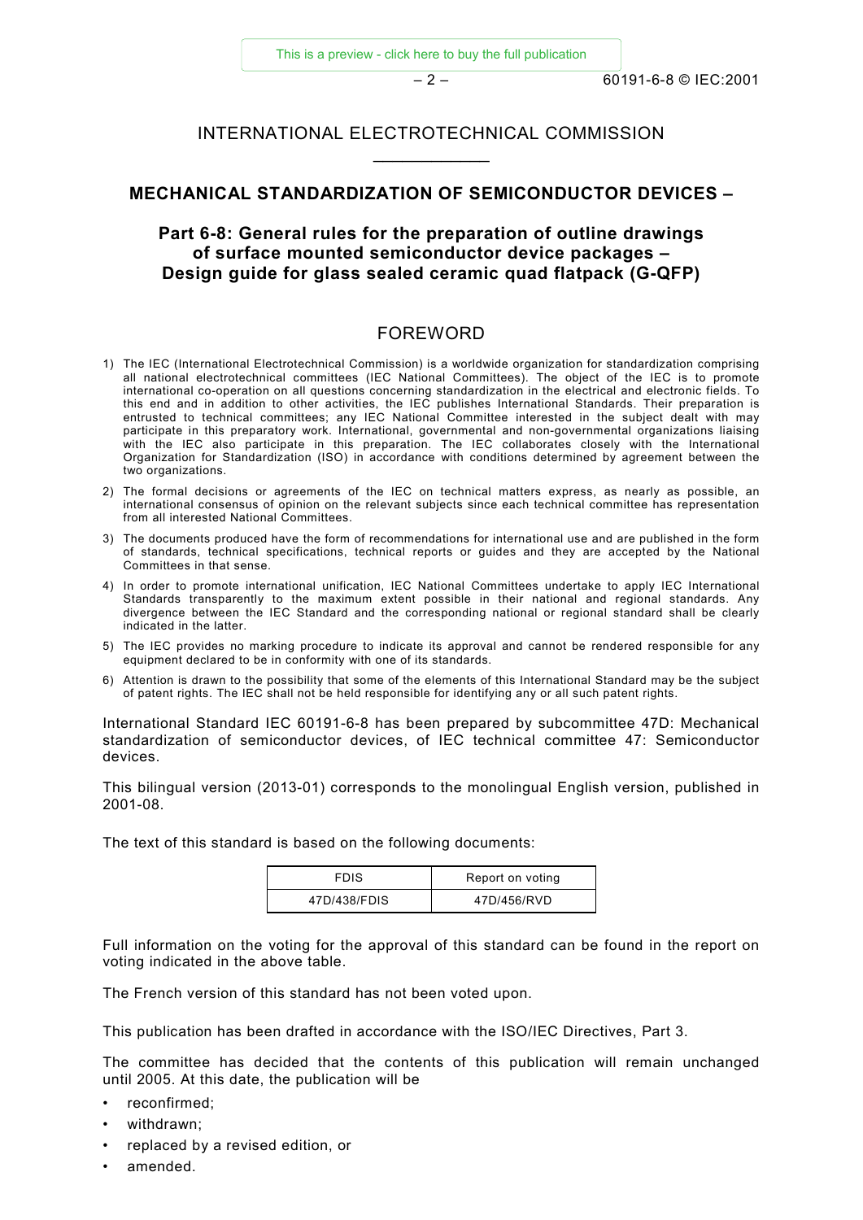# INTERNATIONAL ELECTROTECHNICAL COMMISSION

## MECHANICAL STANDARDIZATION OF SEMICONDUCTOR DEVICES –

## Part 6-8: General rules for the preparation of outline drawings of surface mounted semiconductor device packages – Design guide for glass sealed ceramic quad flatpack (G-QFP)

## FOREWORD

1) The IEC (International Electrotechnical Commission) is a worldwide organization for standardization comprising all national electrotechnical committees (IEC National Committees). The object of the IEC is to promote international co-operation on all questions concerning standardization in the electrical and electronic fields. To this end and in addition to other activities, the IEC publishes International Standards. Their preparation is entrusted to technical committees; any IEC National Committee interested in the subject dealt with may participate in this preparatory work. International, governmental and non-governmental organizations liaising with the IEC also participate in this preparation. The IEC collaborates closely with the International Organization for Standardization (ISO) in accordance with conditions determined by agreement between the two organizations.
2) The formal decisions or agreements of the IEC on technical matters express, as nearly as possible, an international consensus of opinion on the relevant subjects since each technical committee has representation from all interested National Committees.
3) The documents produced have the form of recommendations for international use and are published in the form of standards, technical specifications, technical reports or guides and they are accepted by the National Committees in that sense.
4) In order to promote international unification, IEC National Committees undertake to apply IEC International Standards transparently to the maximum extent possible in their national and regional standards. Any divergence between the IEC Standard and the corresponding national or regional standard shall be clearly indicated in the latter.
5) The IEC provides no marking procedure to indicate its approval and cannot be rendered responsible for any equipment declared to be in conformity with one of its standards.
6) Attention is drawn to the possibility that some of the elements of this International Standard may be the subject of patent rights. The IEC shall not be held responsible for identifying any or all such patent rights.

International Standard IEC 60191-6-8 has been prepared by subcommittee 47D: Mechanical standardization of semiconductor devices, of IEC technical committee 47: Semiconductor devices.

This bilingual version (2013-01) corresponds to the monolingual English version, published in 2001-08.

The text of this standard is based on the following documents:

| FDIS | Report on voting |
| --- | --- |
| 47D/438/FDIS | 47D/456/RVD |

Full information on the voting for the approval of this standard can be found in the report on voting indicated in the above table.

The French version of this standard has not been voted upon.

This publication has been drafted in accordance with the ISO/IEC Directives, Part 3.

The committee has decided that the contents of this publication will remain unchanged until 2005. At this date, the publication will be

- reconfirmed;
- withdrawn;
- replaced by a revised edition, or
- amended.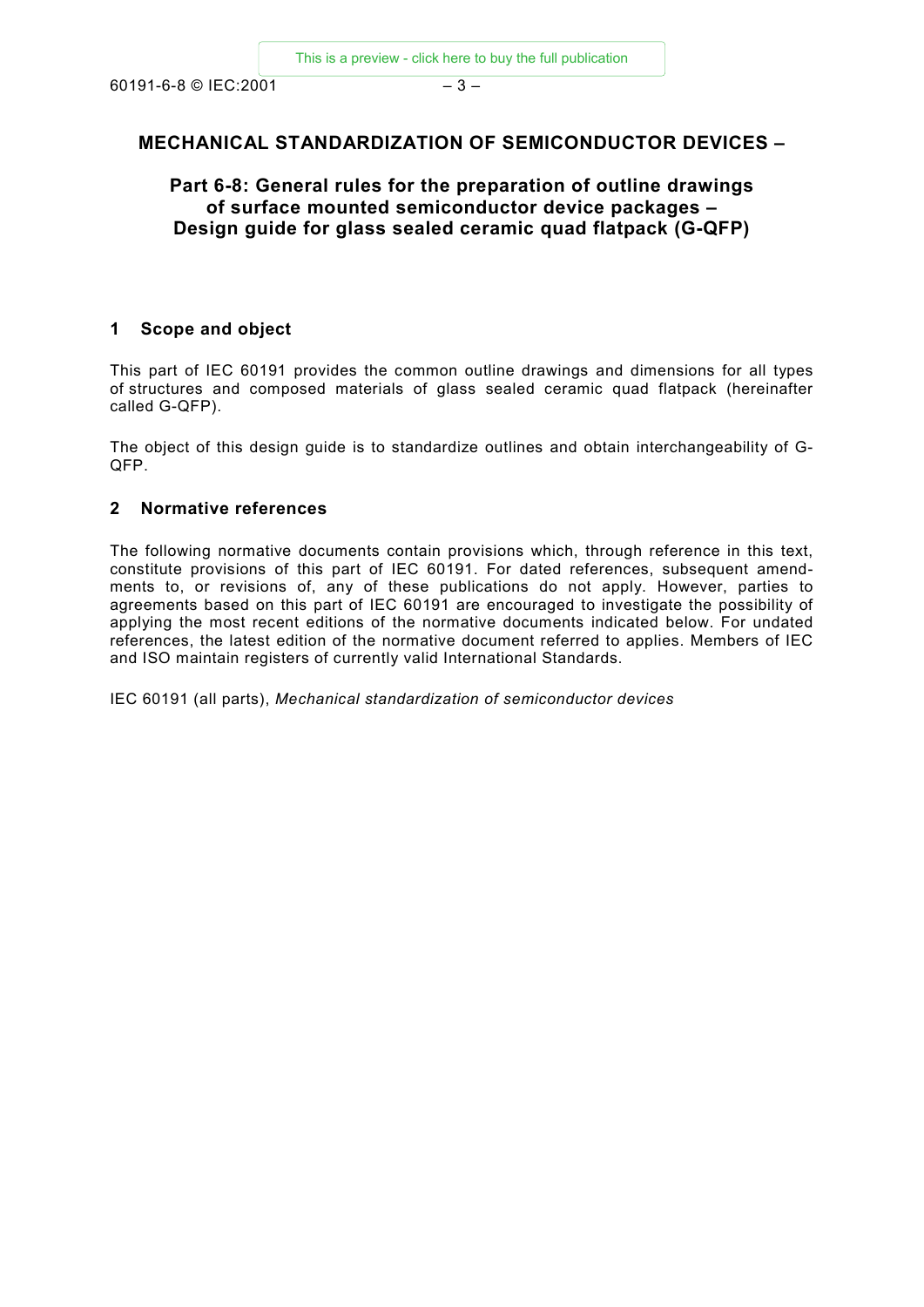# MECHANICAL STANDARDIZATION OF SEMICONDUCTOR DEVICES –

## Part 6-8: General rules for the preparation of outline drawings of surface mounted semiconductor device packages – Design guide for glass sealed ceramic quad flatpack (G-QFP)

### 1 Scope and object

This part of IEC 60191 provides the common outline drawings and dimensions for all types of structures and composed materials of glass sealed ceramic quad flatpack (hereinafter called G-QFP).

The object of this design guide is to standardize outlines and obtain interchangeability of G-QFP.

### 2 Normative references

The following normative documents contain provisions which, through reference in this text, constitute provisions of this part of IEC 60191. For dated references, subsequent amendments to, or revisions of, any of these publications do not apply. However, parties to agreements based on this part of IEC 60191 are encouraged to investigate the possibility of applying the most recent editions of the normative documents indicated below. For undated references, the latest edition of the normative document referred to applies. Members of IEC and ISO maintain registers of currently valid International Standards.

IEC 60191 (all parts), *Mechanical standardization of semiconductor devices*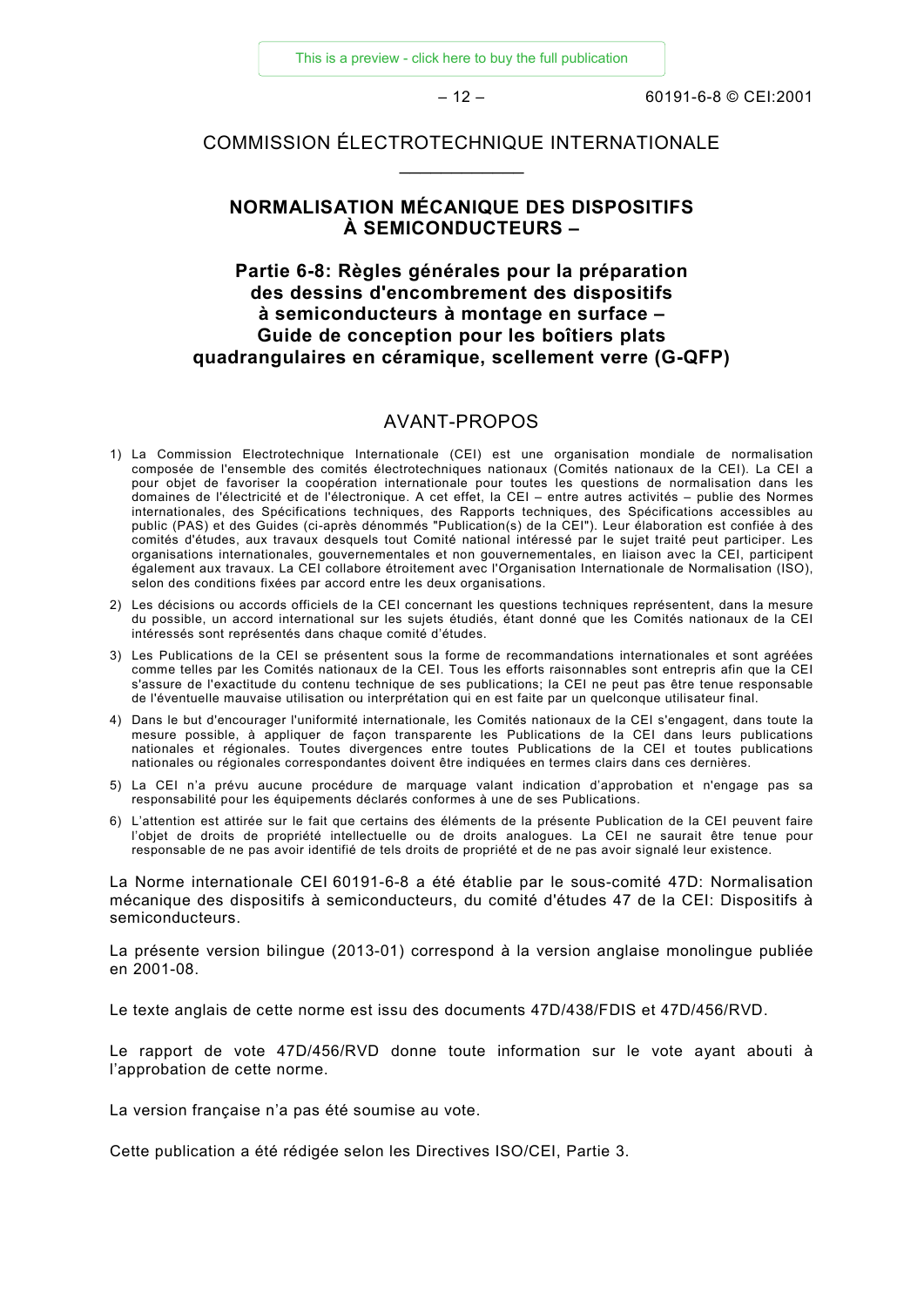COMMISSION ÉLECTROTECHNIQUE INTERNATIONALE

____________

# NORMALISATION MÉCANIQUE DES DISPOSITIFS À SEMICONDUCTEURS –

## Partie 6-8: Règles générales pour la préparation des dessins d'encombrement des dispositifs à semiconducteurs à montage en surface – Guide de conception pour les boîtiers plats quadrangulaires en céramique, scellement verre (G-QFP)

## AVANT-PROPOS

1) La Commission Electrotechnique Internationale (CEI) est une organisation mondiale de normalisation composée de l'ensemble des comités électrotechniques nationaux (Comités nationaux de la CEI). La CEI a pour objet de favoriser la coopération internationale pour toutes les questions de normalisation dans les domaines de l'électricité et de l'électronique. A cet effet, la CEI – entre autres activités – publie des Normes internationales, des Spécifications techniques, des Rapports techniques, des Spécifications accessibles au public (PAS) et des Guides (ci-après dénommés "Publication(s) de la CEI"). Leur élaboration est confiée à des comités d'études, aux travaux desquels tout Comité national intéressé par le sujet traité peut participer. Les organisations internationales, gouvernementales et non gouvernementales, en liaison avec la CEI, participent également aux travaux. La CEI collabore étroitement avec l'Organisation Internationale de Normalisation (ISO), selon des conditions fixées par accord entre les deux organisations.
2) Les décisions ou accords officiels de la CEI concernant les questions techniques représentent, dans la mesure du possible, un accord international sur les sujets étudiés, étant donné que les Comités nationaux de la CEI intéressés sont représentés dans chaque comité d'études.
3) Les Publications de la CEI se présentent sous la forme de recommandations internationales et sont agréées comme telles par les Comités nationaux de la CEI. Tous les efforts raisonnables sont entrepris afin que la CEI s'assure de l'exactitude du contenu technique de ses publications; la CEI ne peut pas être tenue responsable de l'éventuelle mauvaise utilisation ou interprétation qui en est faite par un quelconque utilisateur final.
4) Dans le but d'encourager l'uniformité internationale, les Comités nationaux de la CEI s'engagent, dans toute la mesure possible, à appliquer de façon transparente les Publications de la CEI dans leurs publications nationales et régionales. Toutes divergences entre toutes Publications de la CEI et toutes publications nationales ou régionales correspondantes doivent être indiquées en termes clairs dans ces dernières.
5) La CEI n'a prévu aucune procédure de marquage valant indication d'approbation et n'engage pas sa responsabilité pour les équipements déclarés conformes à une de ses Publications.
6) L'attention est attirée sur le fait que certains des éléments de la présente Publication de la CEI peuvent faire l'objet de droits de propriété intellectuelle ou de droits analogues. La CEI ne saurait être tenue pour responsable de ne pas avoir identifié de tels droits de propriété et de ne pas avoir signalé leur existence.

La Norme internationale CEI 60191-6-8 a été établie par le sous-comité 47D: Normalisation mécanique des dispositifs à semiconducteurs, du comité d'études 47 de la CEI: Dispositifs à semiconducteurs.

La présente version bilingue (2013-01) correspond à la version anglaise monolingue publiée en 2001-08.

Le texte anglais de cette norme est issu des documents 47D/438/FDIS et 47D/456/RVD.

Le rapport de vote 47D/456/RVD donne toute information sur le vote ayant abouti à l'approbation de cette norme.

La version française n'a pas été soumise au vote.

Cette publication a été rédigée selon les Directives ISO/CEI, Partie 3.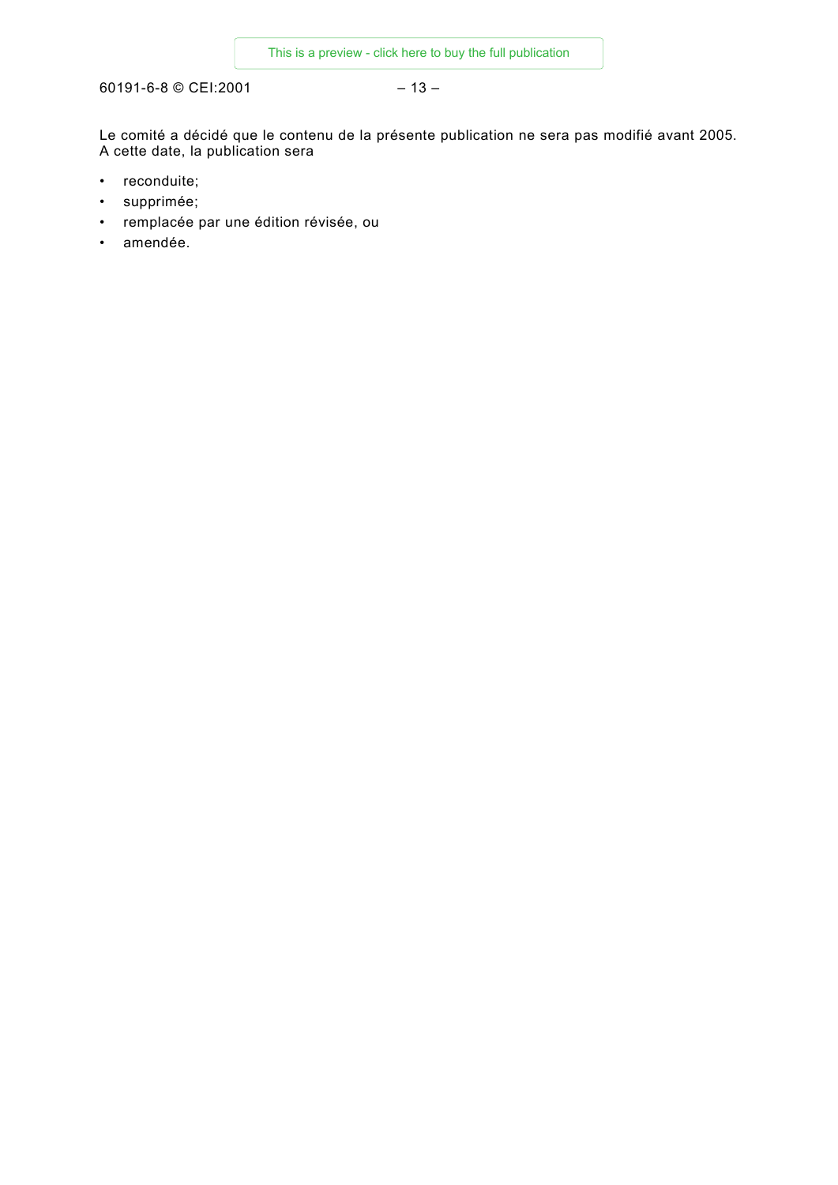Le comité a décidé que le contenu de la présente publication ne sera pas modifié avant 2005. A cette date, la publication sera

- reconduite;
- supprimée;
- remplacée par une édition révisée, ou
- amendée.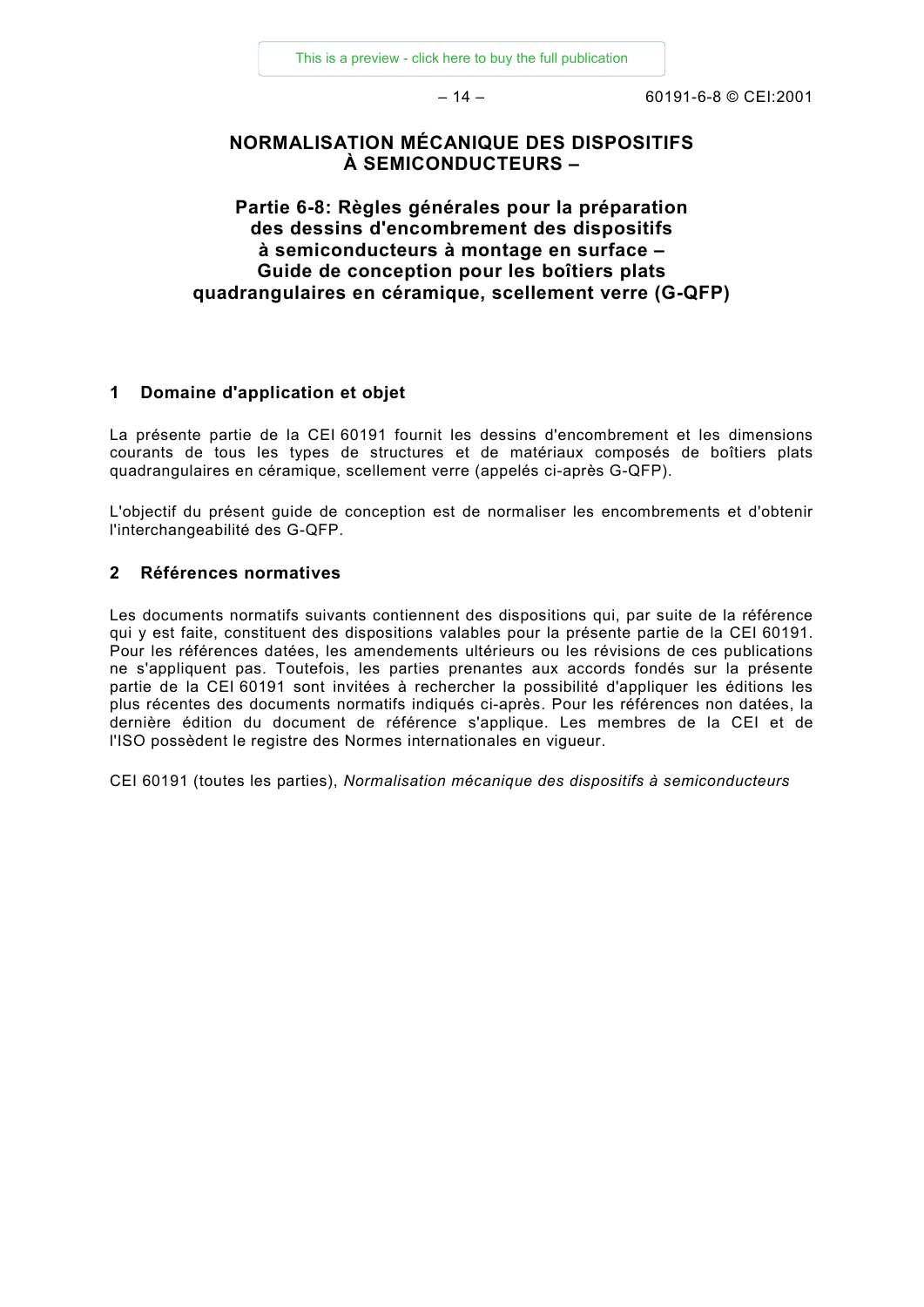# NORMALISATION MÉCANIQUE DES DISPOSITIFS À SEMICONDUCTEURS –

## Partie 6-8: Règles générales pour la préparation des dessins d'encombrement des dispositifs à semiconducteurs à montage en surface – Guide de conception pour les boîtiers plats quadrangulaires en céramique, scellement verre (G-QFP)

### 1 Domaine d'application et objet

La présente partie de la CEI 60191 fournit les dessins d'encombrement et les dimensions courants de tous les types de structures et de matériaux composés de boîtiers plats quadrangulaires en céramique, scellement verre (appelés ci-après G-QFP).

L'objectif du présent guide de conception est de normaliser les encombrements et d'obtenir l'interchangeabilité des G-QFP.

### 2 Références normatives

Les documents normatifs suivants contiennent des dispositions qui, par suite de la référence qui y est faite, constituent des dispositions valables pour la présente partie de la CEI 60191. Pour les références datées, les amendements ultérieurs ou les révisions de ces publications ne s'appliquent pas. Toutefois, les parties prenantes aux accords fondés sur la présente partie de la CEI 60191 sont invitées à rechercher la possibilité d'appliquer les éditions les plus récentes des documents normatifs indiqués ci-après. Pour les références non datées, la dernière édition du document de référence s'applique. Les membres de la CEI et de l'ISO possèdent le registre des Normes internationales en vigueur.

CEI 60191 (toutes les parties), *Normalisation mécanique des dispositifs à semiconducteurs*